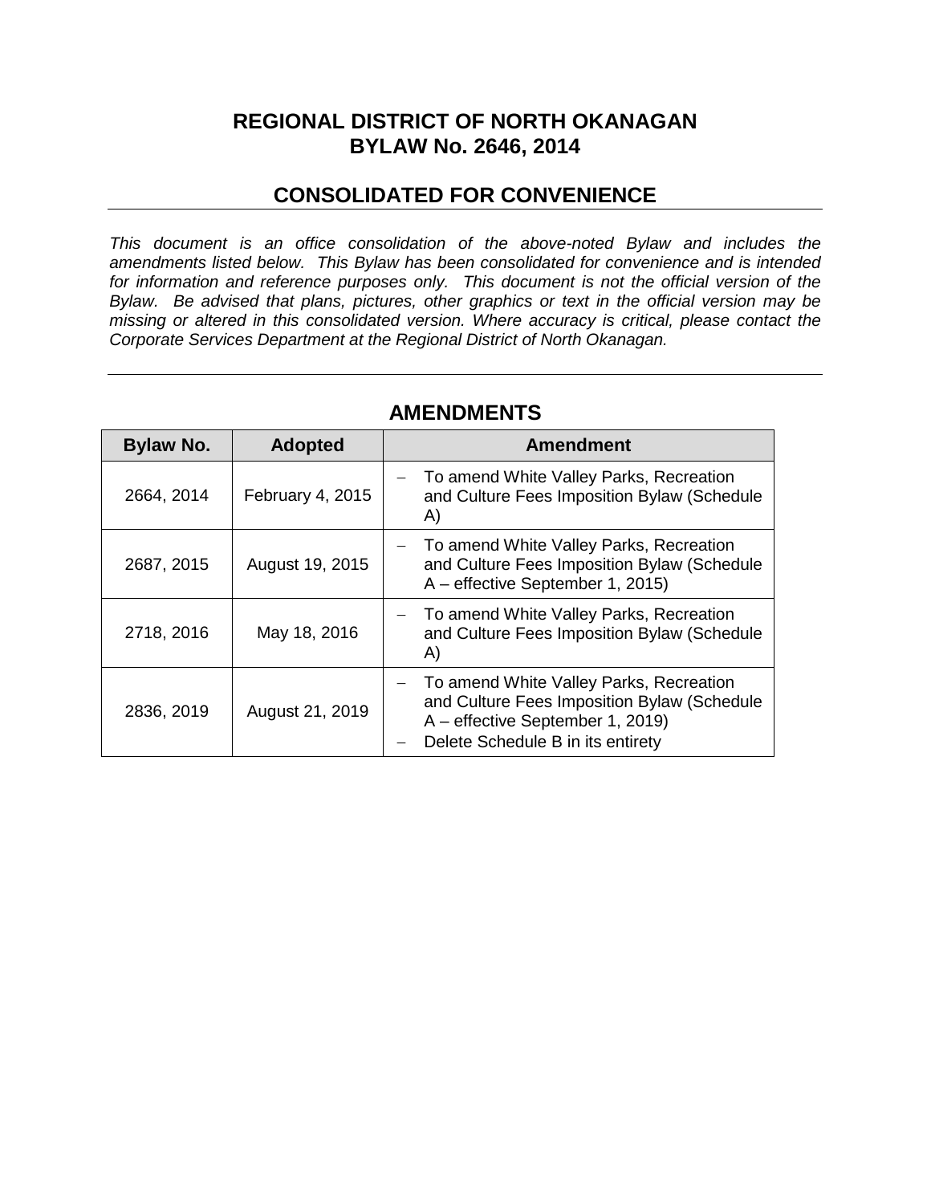# REGIONAL DISTRICT OF NORTH OKANAGAN
# BYLAW No. 2646, 2014

## CONSOLIDATED FOR CONVENIENCE

*This document is an office consolidation of the above-noted Bylaw and includes the amendments listed below. This Bylaw has been consolidated for convenience and is intended for information and reference purposes only. This document is not the official version of the Bylaw. Be advised that plans, pictures, other graphics or text in the official version may be missing or altered in this consolidated version. Where accuracy is critical, please contact the Corporate Services Department at the Regional District of North Okanagan.*

## AMENDMENTS

| Bylaw No. | Adopted | Amendment |
|---|---|---|
| 2664, 2014 | February 4, 2015 | – To amend White Valley Parks, Recreation and Culture Fees Imposition Bylaw (Schedule A) |
| 2687, 2015 | August 19, 2015 | – To amend White Valley Parks, Recreation and Culture Fees Imposition Bylaw (Schedule A – effective September 1, 2015) |
| 2718, 2016 | May 18, 2016 | – To amend White Valley Parks, Recreation and Culture Fees Imposition Bylaw (Schedule A) |
| 2836, 2019 | August 21, 2019 | – To amend White Valley Parks, Recreation and Culture Fees Imposition Bylaw (Schedule A – effective September 1, 2019)<br>– Delete Schedule B in its entirety |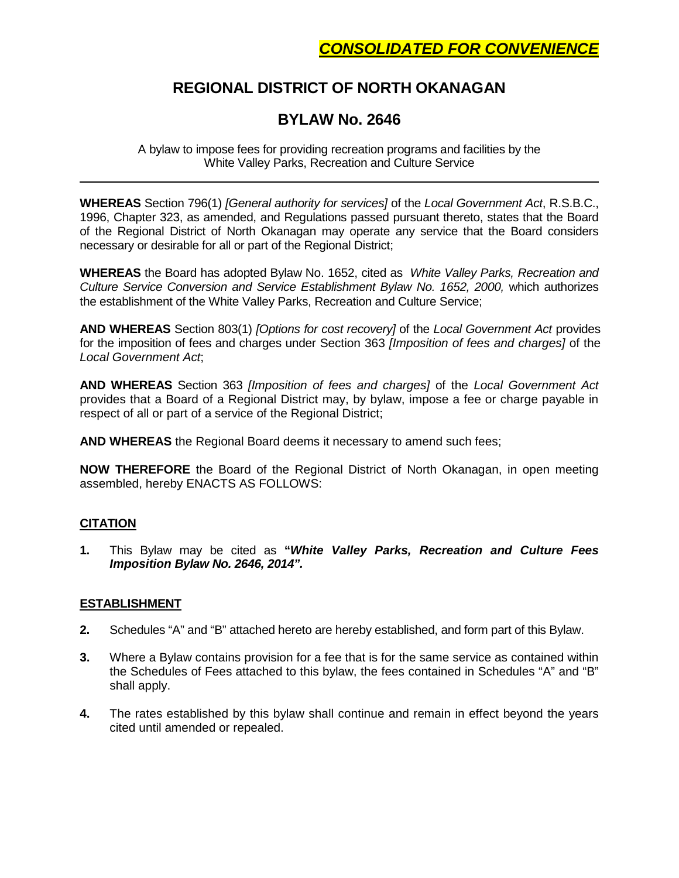**_CONSOLIDATED FOR CONVENIENCE_**

# REGIONAL DISTRICT OF NORTH OKANAGAN

## BYLAW No. 2646

A bylaw to impose fees for providing recreation programs and facilities by the White Valley Parks, Recreation and Culture Service

---

**WHEREAS** Section 796(1) *[General authority for services]* of the *Local Government Act*, R.S.B.C., 1996, Chapter 323, as amended, and Regulations passed pursuant thereto, states that the Board of the Regional District of North Okanagan may operate any service that the Board considers necessary or desirable for all or part of the Regional District;

**WHEREAS** the Board has adopted Bylaw No. 1652, cited as *White Valley Parks, Recreation and Culture Service Conversion and Service Establishment Bylaw No. 1652, 2000,* which authorizes the establishment of the White Valley Parks, Recreation and Culture Service;

**AND WHEREAS** Section 803(1) *[Options for cost recovery]* of the *Local Government Act* provides for the imposition of fees and charges under Section 363 *[Imposition of fees and charges]* of the *Local Government Act*;

**AND WHEREAS** Section 363 *[Imposition of fees and charges]* of the *Local Government Act* provides that a Board of a Regional District may, by bylaw, impose a fee or charge payable in respect of all or part of a service of the Regional District;

**AND WHEREAS** the Regional Board deems it necessary to amend such fees;

**NOW THEREFORE** the Board of the Regional District of North Okanagan, in open meeting assembled, hereby ENACTS AS FOLLOWS:

### CITATION

**1.** This Bylaw may be cited as **"*White Valley Parks, Recreation and Culture Fees Imposition Bylaw No. 2646, 2014".***

### ESTABLISHMENT

**2.** Schedules "A" and "B" attached hereto are hereby established, and form part of this Bylaw.

**3.** Where a Bylaw contains provision for a fee that is for the same service as contained within the Schedules of Fees attached to this bylaw, the fees contained in Schedules "A" and "B" shall apply.

**4.** The rates established by this bylaw shall continue and remain in effect beyond the years cited until amended or repealed.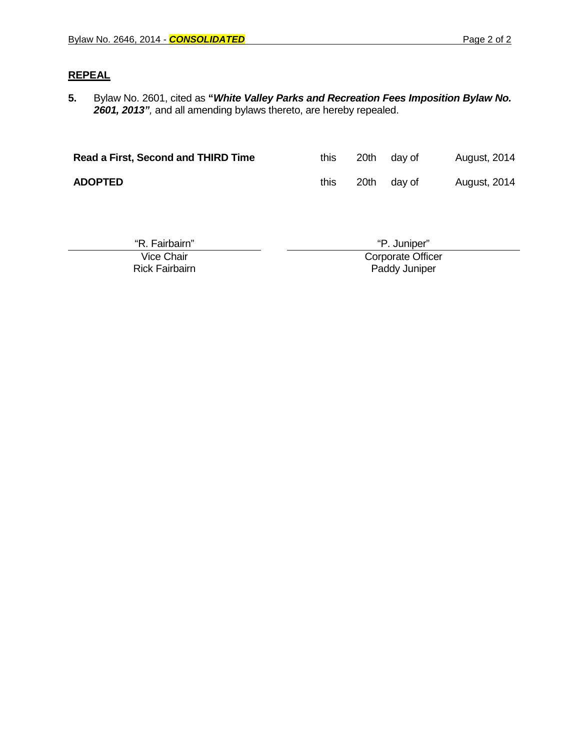## REPEAL

**5.** Bylaw No. 2601, cited as **"*White Valley Parks and Recreation Fees Imposition Bylaw No. 2601, 2013"***, and all amending bylaws thereto, are hereby repealed.

| | | | | |
|---|---|---|---|---|
| **Read a First, Second and THIRD Time** | this | 20th | day of | August, 2014 |
| **ADOPTED** | this | 20th | day of | August, 2014 |

"R. Fairbairn"
Vice Chair
Rick Fairbairn

"P. Juniper"
Corporate Officer
Paddy Juniper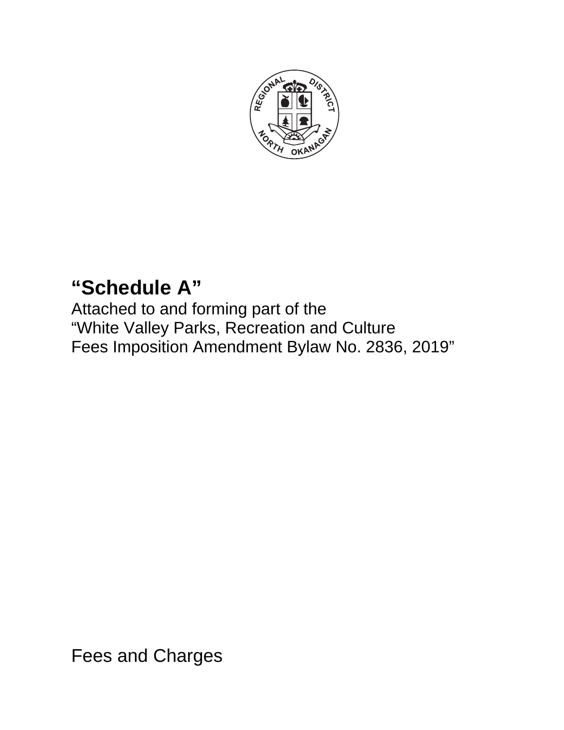# "Schedule A"

Attached to and forming part of the
"White Valley Parks, Recreation and Culture
Fees Imposition Amendment Bylaw No. 2836, 2019"

Fees and Charges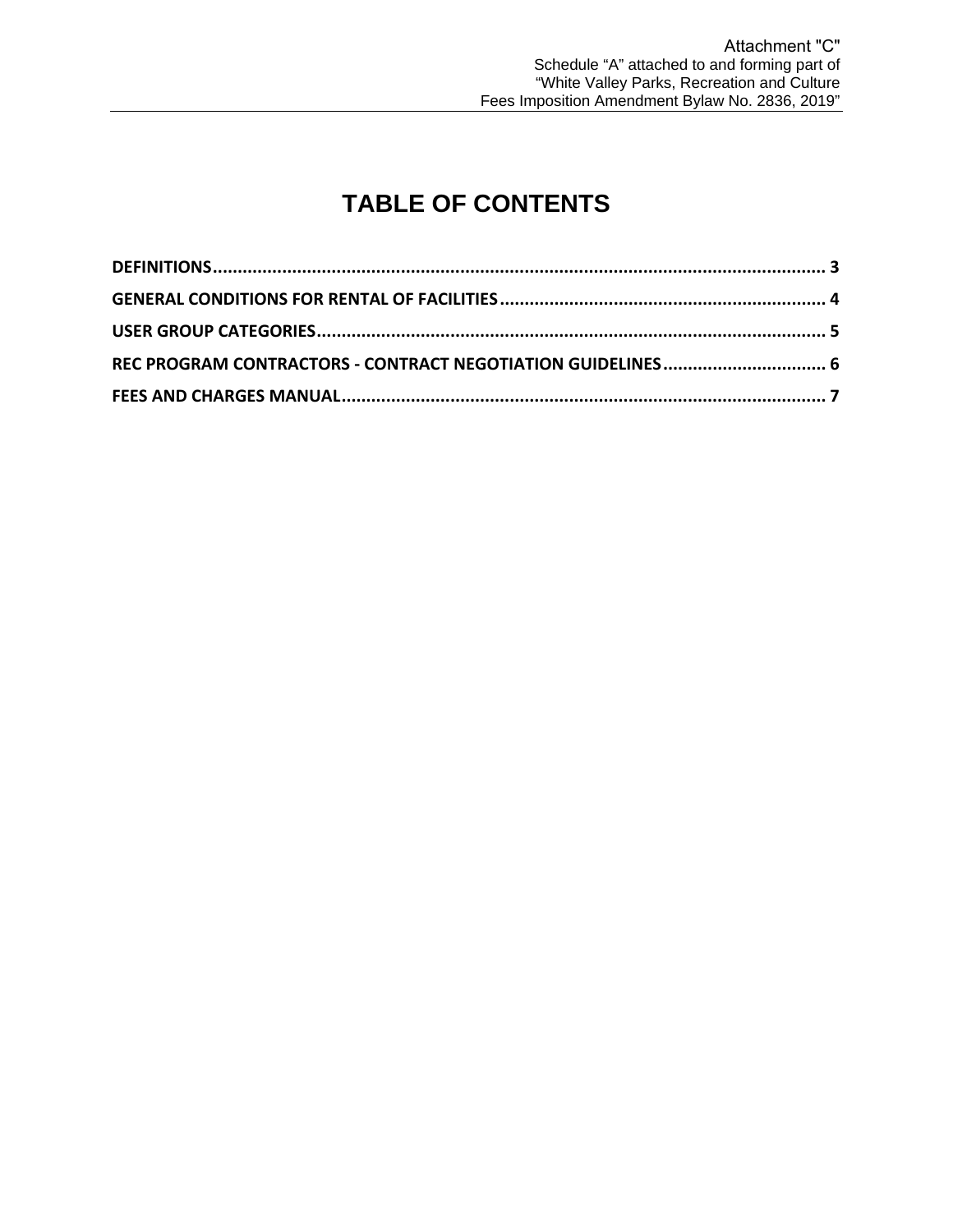Attachment "C"
Schedule "A" attached to and forming part of
"White Valley Parks, Recreation and Culture
Fees Imposition Amendment Bylaw No. 2836, 2019"

# TABLE OF CONTENTS

**DEFINITIONS** ............................................................ 3

**GENERAL CONDITIONS FOR RENTAL OF FACILITIES** ........................... 4

**USER GROUP CATEGORIES** .................................................. 5

**REC PROGRAM CONTRACTORS - CONTRACT NEGOTIATION GUIDELINES** .............. 6

**FEES AND CHARGES MANUAL** ................................................. 7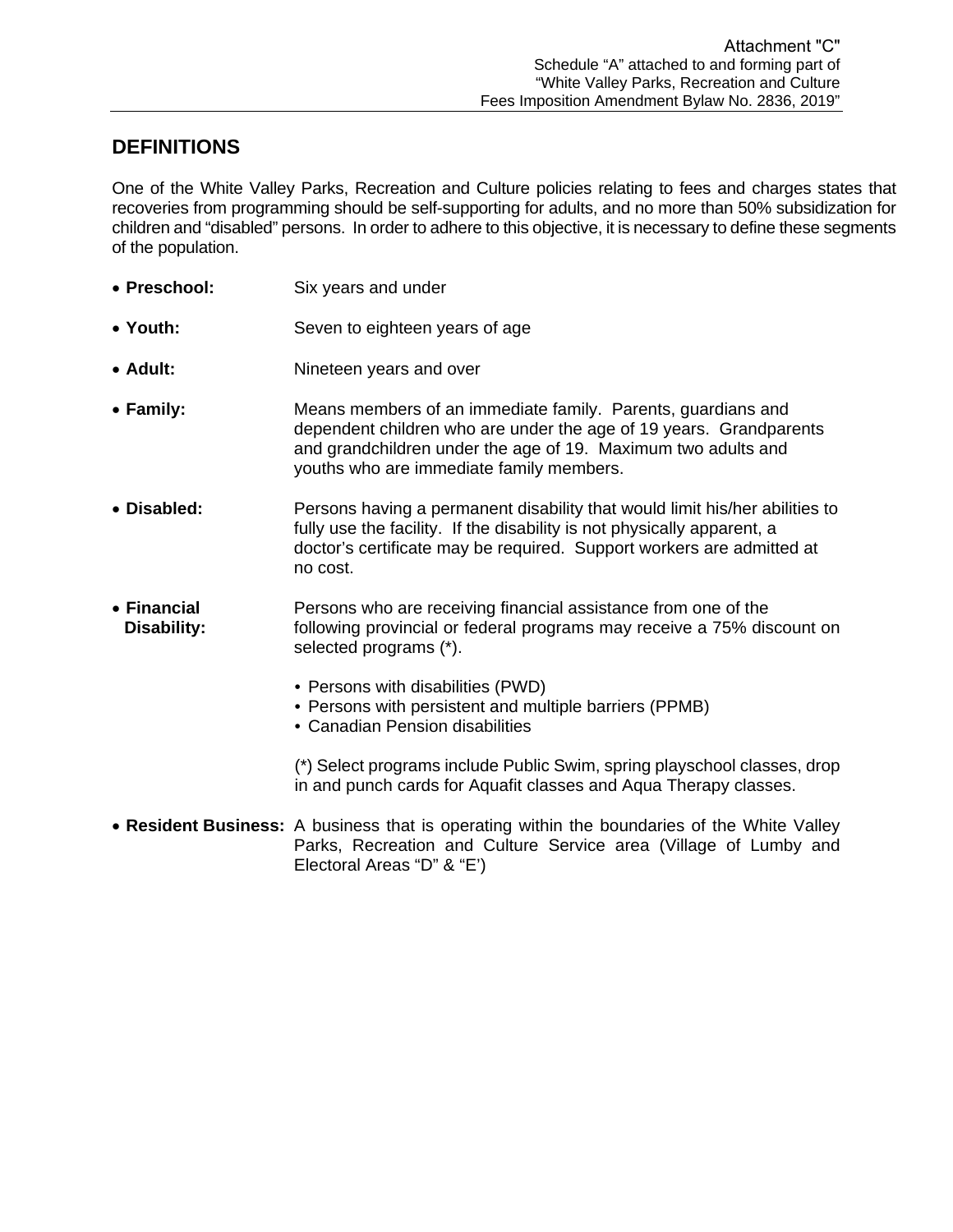Attachment "C"
Schedule "A" attached to and forming part of
"White Valley Parks, Recreation and Culture
Fees Imposition Amendment Bylaw No. 2836, 2019"

## DEFINITIONS

One of the White Valley Parks, Recreation and Culture policies relating to fees and charges states that recoveries from programming should be self-supporting for adults, and no more than 50% subsidization for children and "disabled" persons. In order to adhere to this objective, it is necessary to define these segments of the population.

- **Preschool:** Six years and under
- **Youth:** Seven to eighteen years of age
- **Adult:** Nineteen years and over
- **Family:** Means members of an immediate family. Parents, guardians and dependent children who are under the age of 19 years. Grandparents and grandchildren under the age of 19. Maximum two adults and youths who are immediate family members.
- **Disabled:** Persons having a permanent disability that would limit his/her abilities to fully use the facility. If the disability is not physically apparent, a doctor's certificate may be required. Support workers are admitted at no cost.
- **Financial Disability:** Persons who are receiving financial assistance from one of the following provincial or federal programs may receive a 75% discount on selected programs (*).
  - Persons with disabilities (PWD)
  - Persons with persistent and multiple barriers (PPMB)
  - Canadian Pension disabilities

  (*) Select programs include Public Swim, spring playschool classes, drop in and punch cards for Aquafit classes and Aqua Therapy classes.
- **Resident Business:** A business that is operating within the boundaries of the White Valley Parks, Recreation and Culture Service area (Village of Lumby and Electoral Areas "D" & "E')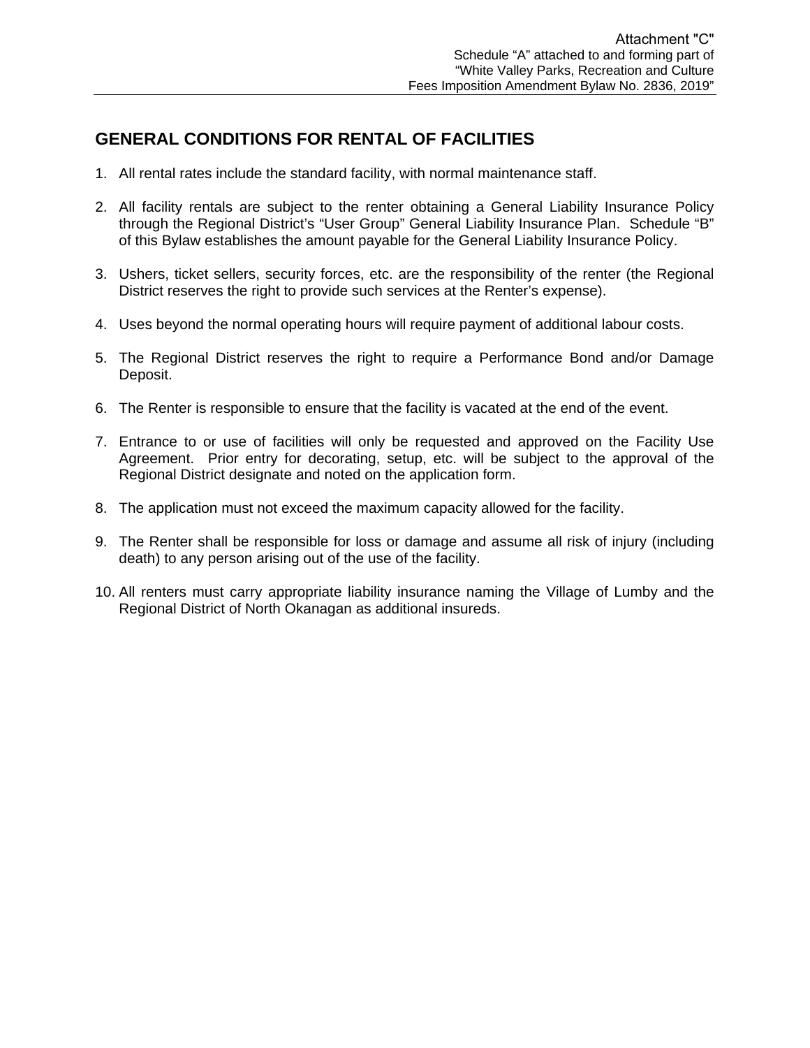Attachment "C"
Schedule “A” attached to and forming part of
“White Valley Parks, Recreation and Culture
Fees Imposition Amendment Bylaw No. 2836, 2019”

## GENERAL CONDITIONS FOR RENTAL OF FACILITIES

1. All rental rates include the standard facility, with normal maintenance staff.

2. All facility rentals are subject to the renter obtaining a General Liability Insurance Policy through the Regional District’s “User Group” General Liability Insurance Plan. Schedule “B” of this Bylaw establishes the amount payable for the General Liability Insurance Policy.

3. Ushers, ticket sellers, security forces, etc. are the responsibility of the renter (the Regional District reserves the right to provide such services at the Renter’s expense).

4. Uses beyond the normal operating hours will require payment of additional labour costs.

5. The Regional District reserves the right to require a Performance Bond and/or Damage Deposit.

6. The Renter is responsible to ensure that the facility is vacated at the end of the event.

7. Entrance to or use of facilities will only be requested and approved on the Facility Use Agreement. Prior entry for decorating, setup, etc. will be subject to the approval of the Regional District designate and noted on the application form.

8. The application must not exceed the maximum capacity allowed for the facility.

9. The Renter shall be responsible for loss or damage and assume all risk of injury (including death) to any person arising out of the use of the facility.

10. All renters must carry appropriate liability insurance naming the Village of Lumby and the Regional District of North Okanagan as additional insureds.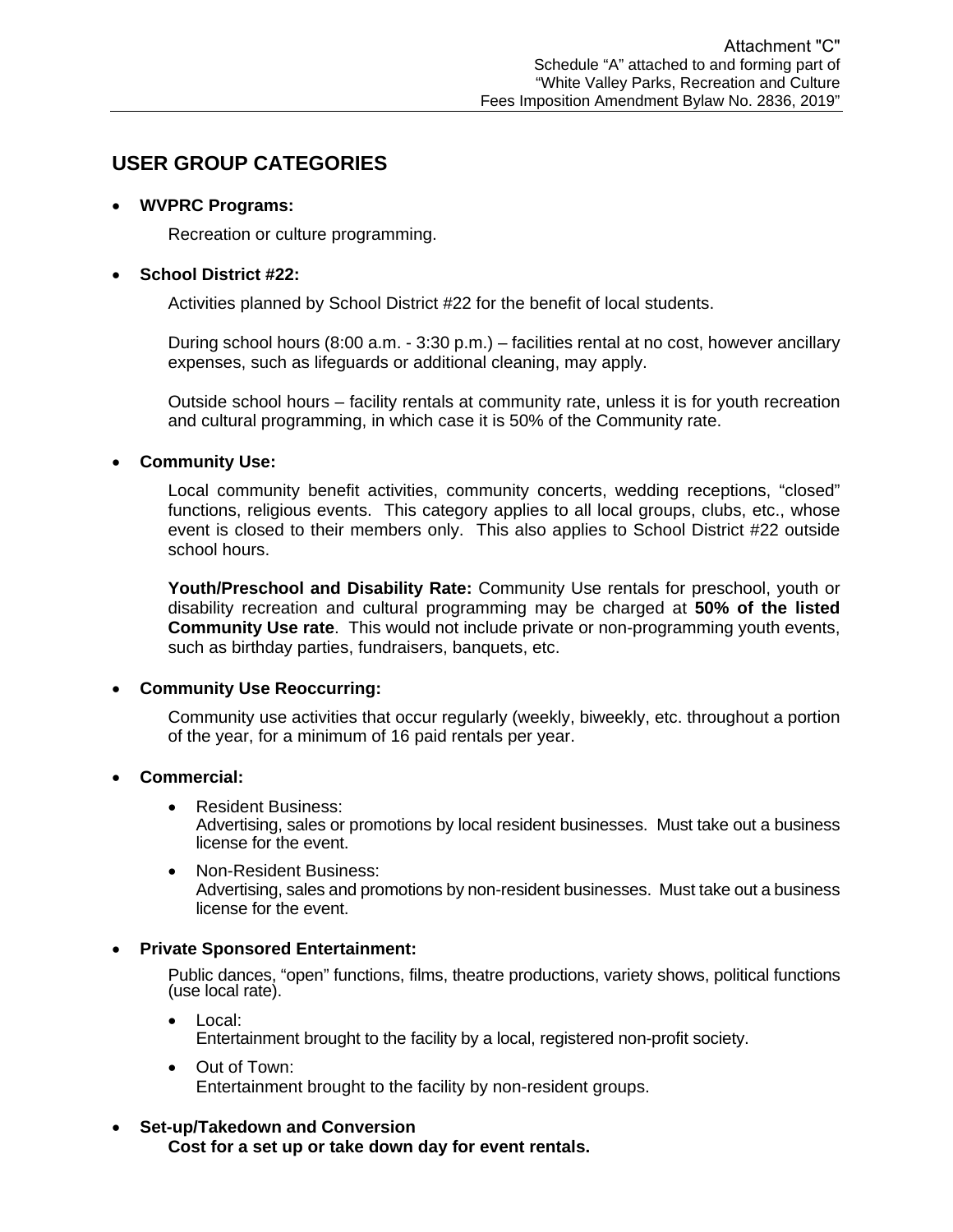Attachment "C"
Schedule "A" attached to and forming part of
"White Valley Parks, Recreation and Culture
Fees Imposition Amendment Bylaw No. 2836, 2019"

## USER GROUP CATEGORIES

- **WVPRC Programs:**

  Recreation or culture programming.

- **School District #22:**

  Activities planned by School District #22 for the benefit of local students.

  During school hours (8:00 a.m. - 3:30 p.m.) – facilities rental at no cost, however ancillary expenses, such as lifeguards or additional cleaning, may apply.

  Outside school hours – facility rentals at community rate, unless it is for youth recreation and cultural programming, in which case it is 50% of the Community rate.

- **Community Use:**

  Local community benefit activities, community concerts, wedding receptions, "closed" functions, religious events. This category applies to all local groups, clubs, etc., whose event is closed to their members only. This also applies to School District #22 outside school hours.

  **Youth/Preschool and Disability Rate:** Community Use rentals for preschool, youth or disability recreation and cultural programming may be charged at **50% of the listed Community Use rate**. This would not include private or non-programming youth events, such as birthday parties, fundraisers, banquets, etc.

- **Community Use Reoccurring:**

  Community use activities that occur regularly (weekly, biweekly, etc. throughout a portion of the year, for a minimum of 16 paid rentals per year.

- **Commercial:**

  - Resident Business:
    Advertising, sales or promotions by local resident businesses. Must take out a business license for the event.
  - Non-Resident Business:
    Advertising, sales and promotions by non-resident businesses. Must take out a business license for the event.

- **Private Sponsored Entertainment:**

  Public dances, "open" functions, films, theatre productions, variety shows, political functions (use local rate).

  - Local:
    Entertainment brought to the facility by a local, registered non-profit society.
  - Out of Town:
    Entertainment brought to the facility by non-resident groups.

- **Set-up/Takedown and Conversion**
  **Cost for a set up or take down day for event rentals.**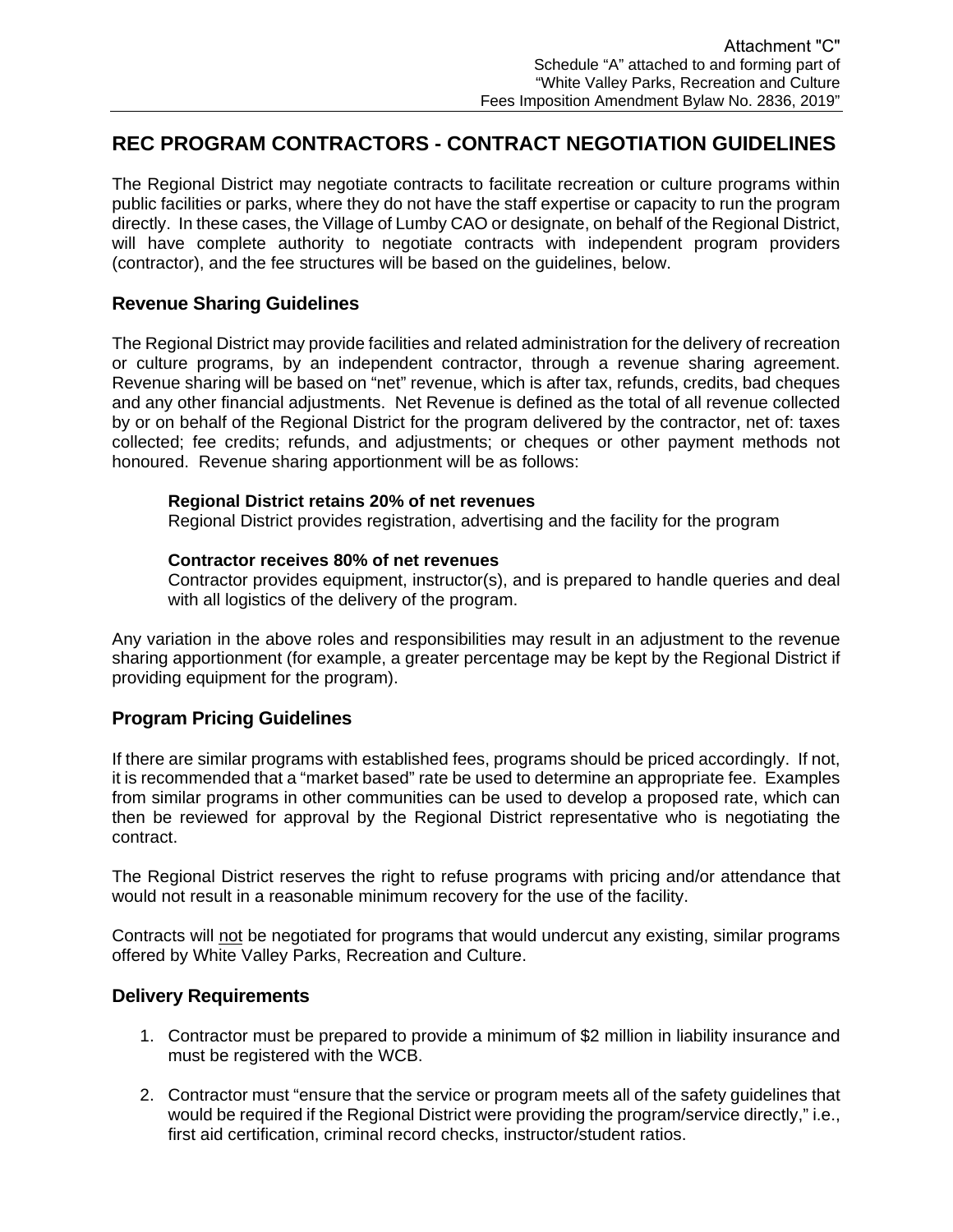Attachment "C"
Schedule "A" attached to and forming part of
"White Valley Parks, Recreation and Culture
Fees Imposition Amendment Bylaw No. 2836, 2019"

# REC PROGRAM CONTRACTORS - CONTRACT NEGOTIATION GUIDELINES

The Regional District may negotiate contracts to facilitate recreation or culture programs within public facilities or parks, where they do not have the staff expertise or capacity to run the program directly. In these cases, the Village of Lumby CAO or designate, on behalf of the Regional District, will have complete authority to negotiate contracts with independent program providers (contractor), and the fee structures will be based on the guidelines, below.

## Revenue Sharing Guidelines

The Regional District may provide facilities and related administration for the delivery of recreation or culture programs, by an independent contractor, through a revenue sharing agreement. Revenue sharing will be based on "net" revenue, which is after tax, refunds, credits, bad cheques and any other financial adjustments. Net Revenue is defined as the total of all revenue collected by or on behalf of the Regional District for the program delivered by the contractor, net of: taxes collected; fee credits; refunds, and adjustments; or cheques or other payment methods not honoured. Revenue sharing apportionment will be as follows:

**Regional District retains 20% of net revenues**
Regional District provides registration, advertising and the facility for the program

**Contractor receives 80% of net revenues**
Contractor provides equipment, instructor(s), and is prepared to handle queries and deal with all logistics of the delivery of the program.

Any variation in the above roles and responsibilities may result in an adjustment to the revenue sharing apportionment (for example, a greater percentage may be kept by the Regional District if providing equipment for the program).

## Program Pricing Guidelines

If there are similar programs with established fees, programs should be priced accordingly. If not, it is recommended that a "market based" rate be used to determine an appropriate fee. Examples from similar programs in other communities can be used to develop a proposed rate, which can then be reviewed for approval by the Regional District representative who is negotiating the contract.

The Regional District reserves the right to refuse programs with pricing and/or attendance that would not result in a reasonable minimum recovery for the use of the facility.

Contracts will not be negotiated for programs that would undercut any existing, similar programs offered by White Valley Parks, Recreation and Culture.

## Delivery Requirements

1. Contractor must be prepared to provide a minimum of $2 million in liability insurance and must be registered with the WCB.
2. Contractor must "ensure that the service or program meets all of the safety guidelines that would be required if the Regional District were providing the program/service directly," i.e., first aid certification, criminal record checks, instructor/student ratios.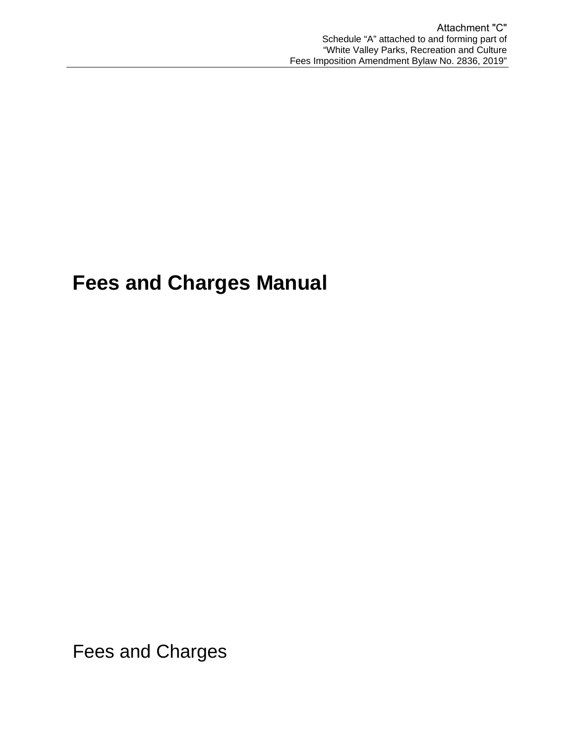Attachment "C"
Schedule "A" attached to and forming part of
"White Valley Parks, Recreation and Culture
Fees Imposition Amendment Bylaw No. 2836, 2019"

# Fees and Charges Manual

Fees and Charges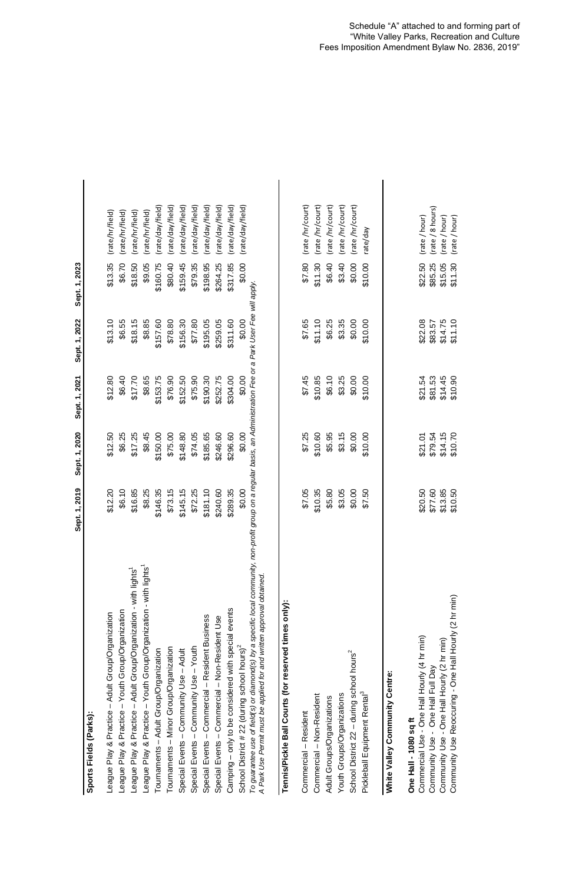Schedule "A" attached to and forming part of
"White Valley Parks, Recreation and Culture
Fees Imposition Amendment Bylaw No. 2836, 2019"

| | Sept. 1, 2019 | Sept. 1, 2020 | Sept. 1, 2021 | Sept. 1, 2022 | Sept. 1, 2023 | |
|---|---|---|---|---|---|---|
| **Sports Fields (Parks):** | | | | | | |
| League Play & Practice – Adult Group/Organization | $12.20 | $12.50 | $12.80 | $13.10 | $13.35 | (rate/hr/field) |
| League Play & Practice – Youth Group/Organization | $6.10 | $6.25 | $6.40 | $6.55 | $6.70 | (rate/hr/field) |
| League Play & Practice – Adult Group/Organization - with lights[1] | $16.85 | $17.25 | $17.70 | $18.15 | $18.50 | (rate/hr/field) |
| League Play & Practice – Youth Group/Organization - with lights[1] | $8.25 | $8.45 | $8.65 | $8.85 | $9.05 | (rate/hr/field) |
| Tournaments – Adult Group/Organization | $146.35 | $150.00 | $153.75 | $157.60 | $160.75 | (rate/day/field) |
| Tournaments – Minor Group/Organization | $73.15 | $75.00 | $76.90 | $78.80 | $80.40 | (rate/day/field) |
| Special Events – Community Use – Adult | $145.15 | $148.80 | $152.50 | $156.30 | $159.45 | (rate/day/field) |
| Special Events – Community Use – Youth | $72.25 | $74.05 | $75.90 | $77.80 | $79.35 | (rate/day/field) |
| Special Events – Commercial – Resident Business | $181.10 | $185.65 | $190.30 | $195.05 | $198.95 | (rate/day/field) |
| Special Events – Commercial – Non-Resident Use | $240.60 | $246.60 | $252.75 | $259.05 | $264.25 | (rate/day/field) |
| Camping – only to be considered with special events | $289.35 | $296.60 | $304.00 | $311.60 | $317.85 | (rate/day/field) |
| School District # 22 (during school hours)[2] | $0.00 | $0.00 | $0.00 | $0.00 | $0.00 | (rate/day/field) |

*To guarantee use of field(s) or diamond(s) by a specific local community, non-profit group on a regular basis, an Administration Fee or a Park User Fee will apply.*
*A Park Use Permit must be applied for and written approval obtained.*

| | Sept. 1, 2019 | Sept. 1, 2020 | Sept. 1, 2021 | Sept. 1, 2022 | Sept. 1, 2023 | |
|---|---|---|---|---|---|---|
| **Tennis/Pickle Ball Courts (for reserved times only):** | | | | | | |
| Commercial – Resident | $7.05 | $7.25 | $7.45 | $7.65 | $7.80 | (rate /hr/court) |
| Commercial – Non-Resident | $10.35 | $10.60 | $10.85 | $11.10 | $11.30 | (rate /hr/court) |
| Adult Groups/Organizations | $5.80 | $5.95 | $6.10 | $6.25 | $6.40 | (rate /hr/court) |
| Youth Groups/Organizations | $3.05 | $3.15 | $3.25 | $3.35 | $3.40 | (rate /hr/court) |
| School District 22 – during school hours[2] | $0.00 | $0.00 | $0.00 | $0.00 | $0.00 | (rate /hr/court) |
| Pickleball Equipment Rental[3] | $7.50 | $10.00 | $10.00 | $10.00 | $10.00 | rate/day |

| | Sept. 1, 2019 | Sept. 1, 2020 | Sept. 1, 2021 | Sept. 1, 2022 | Sept. 1, 2023 | |
|---|---|---|---|---|---|---|
| **White Valley Community Centre:** | | | | | | |
| **One Hall - 1080 sq ft** | | | | | | |
| Commercial Use - One Hall Hourly (4 hr min) | $20.50 | $21.01 | $21.54 | $22.08 | $22.50 | (rate / hour) |
| Community Use - One Hall Full Day | $77.60 | $79.54 | $81.53 | $83.57 | $85.25 | (rate / 8 hours) |
| Community Use - One Hall Hourly (2 hr min) | $13.85 | $14.15 | $14.45 | $14.75 | $15.05 | (rate / hour) |
| Community Use Reoccuring - One Hall Hourly (2 hr min) | $10.50 | $10.70 | $10.90 | $11.10 | $11.30 | (rate / hour) |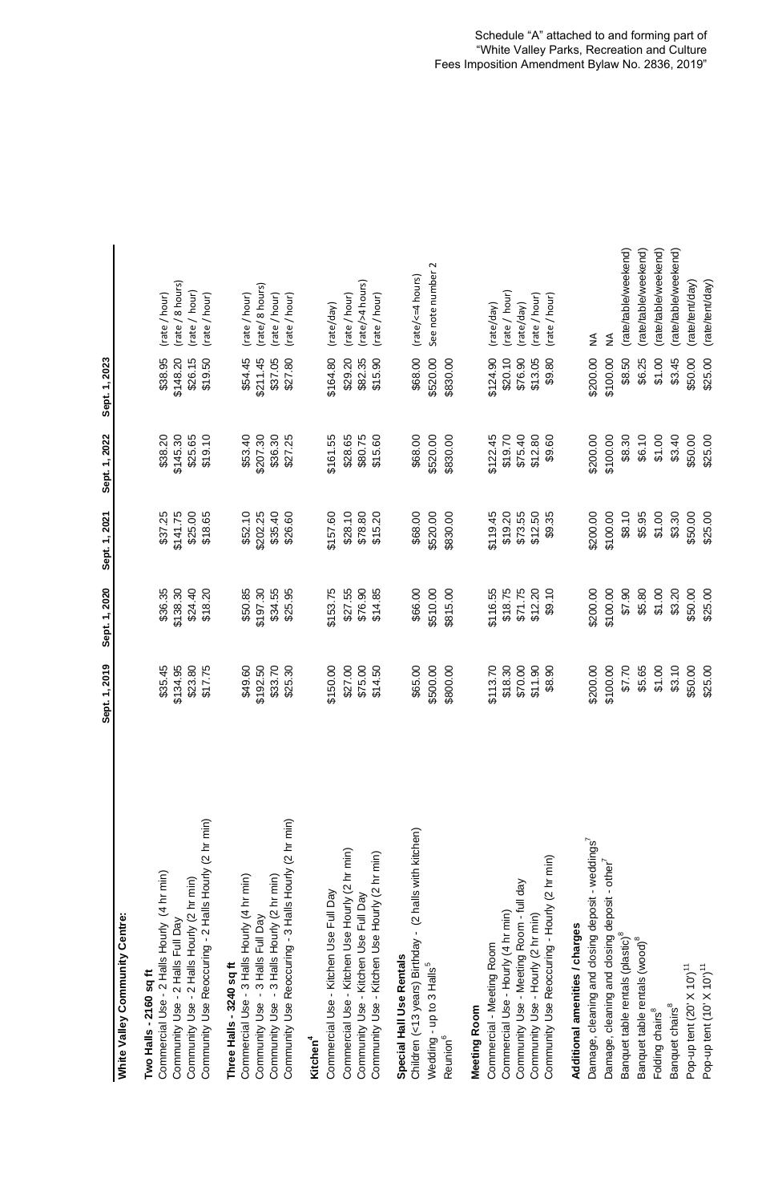Schedule "A" attached to and forming part of "White Valley Parks, Recreation and Culture Fees Imposition Amendment Bylaw No. 2836, 2019"

| **White Valley Community Centre:** | Sept. 1, 2019 | Sept. 1, 2020 | Sept. 1, 2021 | Sept. 1, 2022 | Sept. 1, 2023 | |
|---|---|---|---|---|---|---|
| **Two Halls - 2160 sq ft** | | | | | | |
| Commercial Use - 2 Halls Hourly (4 hr min) | $35.45 | $36.35 | $37.25 | $38.20 | $38.95 | (rate / hour) |
| Community Use - 2 Halls Full Day | $134.95 | $138.30 | $141.75 | $145.30 | $148.20 | (rate / 8 hours) |
| Community Use - 2 Halls Hourly (2 hr min) | $23.80 | $24.40 | $25.00 | $25.65 | $26.15 | (rate / hour) |
| Community Use Reoccuring - 2 Halls Hourly (2 hr min) | $17.75 | $18.20 | $18.65 | $19.10 | $19.50 | (rate / hour) |
| **Three Halls - 3240 sq ft** | | | | | | |
| Commercial Use - 3 Halls Hourly (4 hr min) | $49.60 | $50.85 | $52.10 | $53.40 | $54.45 | (rate / hour) |
| Community Use - 3 Halls Full Day | $192.50 | $197.30 | $202.25 | $207.30 | $211.45 | (rate/ 8 hours) |
| Community Use - 3 Halls Hourly (2 hr min) | $33.70 | $34.55 | $35.40 | $36.30 | $37.05 | (rate / hour) |
| Community Use Reocuring - 3 Halls Hourly (2 hr min) | $25.30 | $25.95 | $26.60 | $27.25 | $27.80 | (rate / hour) |
| **Kitchen**[4] | | | | | | |
| Commercial Use - Kitchen Use Full Day | $150.00 | $153.75 | $157.60 | $161.55 | $164.80 | (rate/day) |
| Commercial Use - Kitchen Use Hourly (2 hr min) | $27.00 | $27.55 | $28.10 | $28.65 | $29.20 | (rate / hour) |
| Community Use - Kitchen Use Full Day | $75.00 | $76.90 | $78.80 | $80.75 | $82.35 | (rate/>4 hours) |
| Community Use - Kitchen Use Hourly (2 hr min) | $14.50 | $14.85 | $15.20 | $15.60 | $15.90 | (rate / hour) |
| **Special Hall Use Rentals** | | | | | | |
| Children (<13 years) Birthday - (2 halls with kitchen) | $65.00 | $66.00 | $68.00 | $68.00 | $68.00 | (rate/<=4 hours) |
| Wedding - up to 3 Halls[5] | $500.00 | $510.00 | $520.00 | $520.00 | $520.00 | See note number 2 |
| Reunion[6] | $800.00 | $815.00 | $830.00 | $830.00 | $830.00 | |
| **Meeting Room** | | | | | | |
| Commercial - Meeting Room | $113.70 | $116.55 | $119.45 | $122.45 | $124.90 | (rate/day) |
| Commercial Use - Hourly (4 hr min) | $18.30 | $18.75 | $19.20 | $19.70 | $20.10 | (rate / hour) |
| Community Use - Meeting Room - full day | $70.00 | $71.75 | $73.55 | $75.40 | $76.90 | (rate/day) |
| Community Use - Hourly (2 hr min) | $11.90 | $12.20 | $12.50 | $12.80 | $13.05 | (rate / hour) |
| Community Use Reoccuring - Hourly (2 hr min) | $8.90 | $9.10 | $9.35 | $9.60 | $9.80 | (rate / hour) |
| **Additional amenities / charges** | | | | | | |
| Damage, cleaning and closing deposit - weddings[7] | $200.00 | $200.00 | $200.00 | $200.00 | $200.00 | NA |
| Damage, cleaning and closing deposit - other[7] | $100.00 | $100.00 | $100.00 | $100.00 | $100.00 | NA |
| Banquet table rentals (plastic)[8] | $7.70 | $7.90 | $8.10 | $8.30 | $8.50 | (rate/table/weekend) |
| Banquet table rentals (wood)[8] | $5.65 | $5.80 | $5.95 | $6.10 | $6.25 | (rate/table/weekend) |
| Folding chairs[8] | $1.00 | $1.00 | $1.00 | $1.00 | $1.00 | (rate/table/weekend) |
| Banquet chairs[8] | $3.10 | $3.20 | $3.30 | $3.40 | $3.45 | (rate/table/weekend) |
| Pop-up tent (20' X 10')[11] | $50.00 | $50.00 | $50.00 | $50.00 | $50.00 | (rate/tent/day) |
| Pop-up tent (10' X 10')[11] | $25.00 | $25.00 | $25.00 | $25.00 | $25.00 | (rate/tent/day) |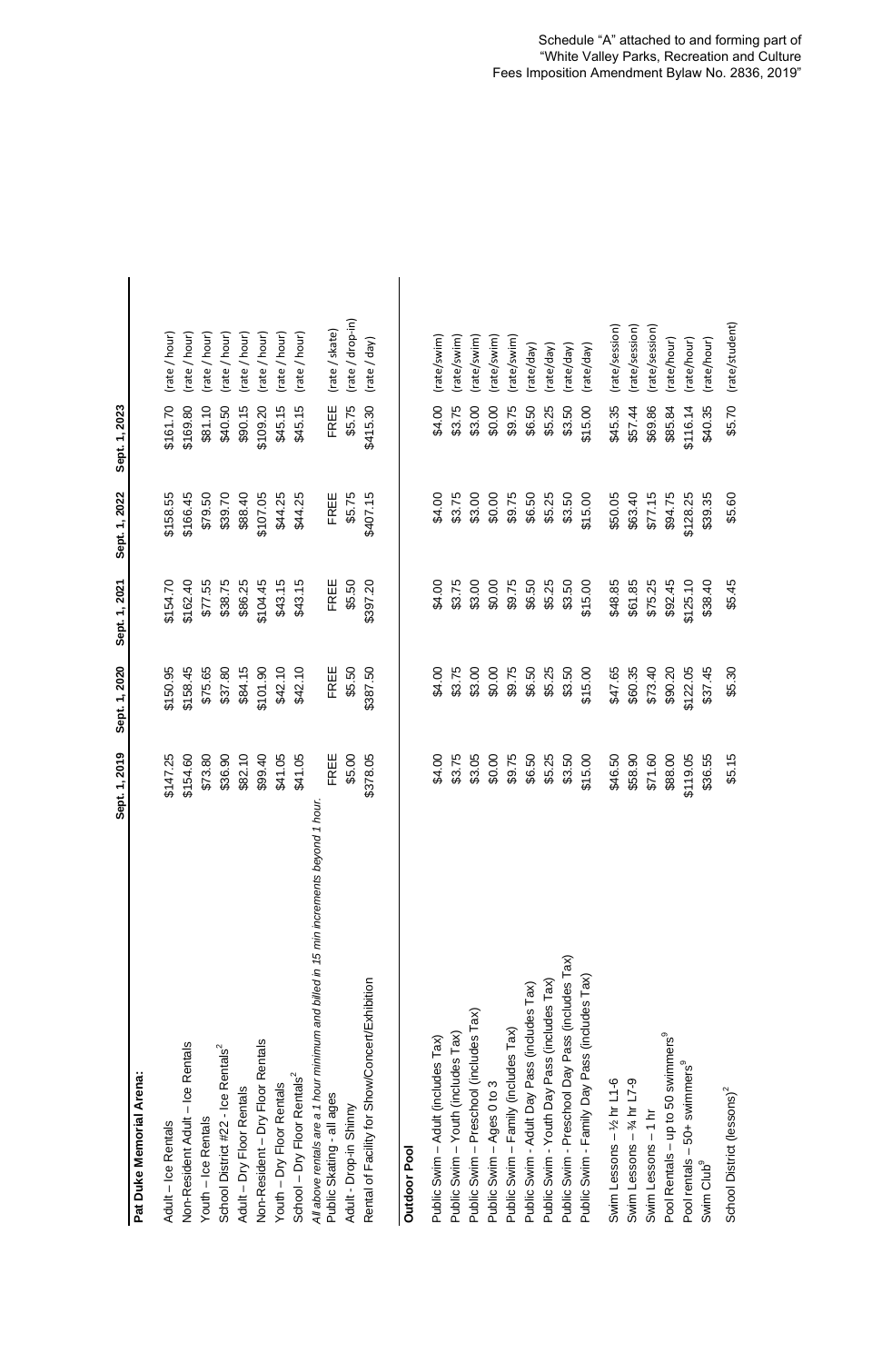Schedule "A" attached to and forming part of
"White Valley Parks, Recreation and Culture
Fees Imposition Amendment Bylaw No. 2836, 2019"

| | Sept. 1, 2019 | Sept. 1, 2020 | Sept. 1, 2021 | Sept. 1, 2022 | Sept. 1, 2023 | |
|---|---|---|---|---|---|---|
| **Pat Duke Memorial Arena:** | | | | | | |
| Adult – Ice Rentals | $147.25 | $150.95 | $154.70 | $158.55 | $161.70 | (rate / hour) |
| Non-Resident Adult – Ice Rentals | $154.60 | $158.45 | $162.40 | $166.45 | $169.80 | (rate / hour) |
| Youth – Ice Rentals | $73.80 | $75.65 | $77.55 | $79.50 | $81.10 | (rate / hour) |
| School District #22 - Ice Rentals[2] | $36.90 | $37.80 | $38.75 | $39.70 | $40.50 | (rate / hour) |
| Adult – Dry Floor Rentals | $82.10 | $84.15 | $86.25 | $88.40 | $90.15 | (rate / hour) |
| Non-Resident – Dry Floor Rentals | $99.40 | $101.90 | $104.45 | $107.05 | $109.20 | (rate / hour) |
| Youth – Dry Floor Rentals | $41.05 | $42.10 | $43.15 | $44.25 | $45.15 | (rate / hour) |
| School – Dry Floor Rentals[2] | $41.05 | $42.10 | $43.15 | $44.25 | $45.15 | (rate / hour) |
| *All above rentals are a 1 hour minimum and billed in 15 min increments beyond 1 hour.* | | | | | | |
| Public Skating - all ages | FREE | FREE | FREE | FREE | FREE | (rate / skate) |
| Adult - Drop-in Shinny | $5.00 | $5.50 | $5.50 | $5.75 | $5.75 | (rate / drop-in) |
| Rental of Facility for Show/Concert/Exhibition | $378.05 | $387.50 | $397.20 | $407.15 | $415.30 | (rate / day) |
| **Outdoor Pool** | | | | | | |
| Public Swim – Adult (includes Tax) | $4.00 | $4.00 | $4.00 | $4.00 | $4.00 | (rate/swim) |
| Public Swim – Youth (includes Tax) | $3.75 | $3.75 | $3.75 | $3.75 | $3.75 | (rate/swim) |
| Public Swim – Preschool (includes Tax) | $3.05 | $3.00 | $3.00 | $3.00 | $3.00 | (rate/swim) |
| Public Swim – Ages 0 to 3 | $0.00 | $0.00 | $0.00 | $0.00 | $0.00 | (rate/swim) |
| Public Swim – Family (includes Tax) | $9.75 | $9.75 | $9.75 | $9.75 | $9.75 | (rate/swim) |
| Public Swim - Adult Day Pass (includes Tax) | $6.50 | $6.50 | $6.50 | $6.50 | $6.50 | (rate/day) |
| Public Swim - Youth Day Pass (includes Tax) | $5.25 | $5.25 | $5.25 | $5.25 | $5.25 | (rate/day) |
| Public Swim - Preschool Day Pass (includes Tax) | $3.50 | $3.50 | $3.50 | $3.50 | $3.50 | (rate/day) |
| Public Swim - Family Day Pass (includes Tax) | $15.00 | $15.00 | $15.00 | $15.00 | $15.00 | (rate/day) |
| Swim Lessons – ½ hr L1-6 | $46.50 | $47.65 | $48.85 | $50.05 | $45.35 | (rate/session) |
| Swim Lessons – ¾ hr L7-9 | $58.90 | $60.35 | $61.85 | $63.40 | $57.44 | (rate/session) |
| Swim Lessons – 1 hr | $71.60 | $73.40 | $75.25 | $77.15 | $69.86 | (rate/session) |
| Pool Rentals – up to 50 swimmers[9] | $88.00 | $90.20 | $92.45 | $94.75 | $85.84 | (rate/hour) |
| Pool rentals – 50+ swimmers[9] | $119.05 | $122.05 | $125.10 | $128.25 | $116.14 | (rate/hour) |
| Swim Club[9] | $36.55 | $37.45 | $38.40 | $39.35 | $40.35 | (rate/hour) |
| School District (lessons)[2] | $5.15 | $5.30 | $5.45 | $5.60 | $5.70 | (rate/student) |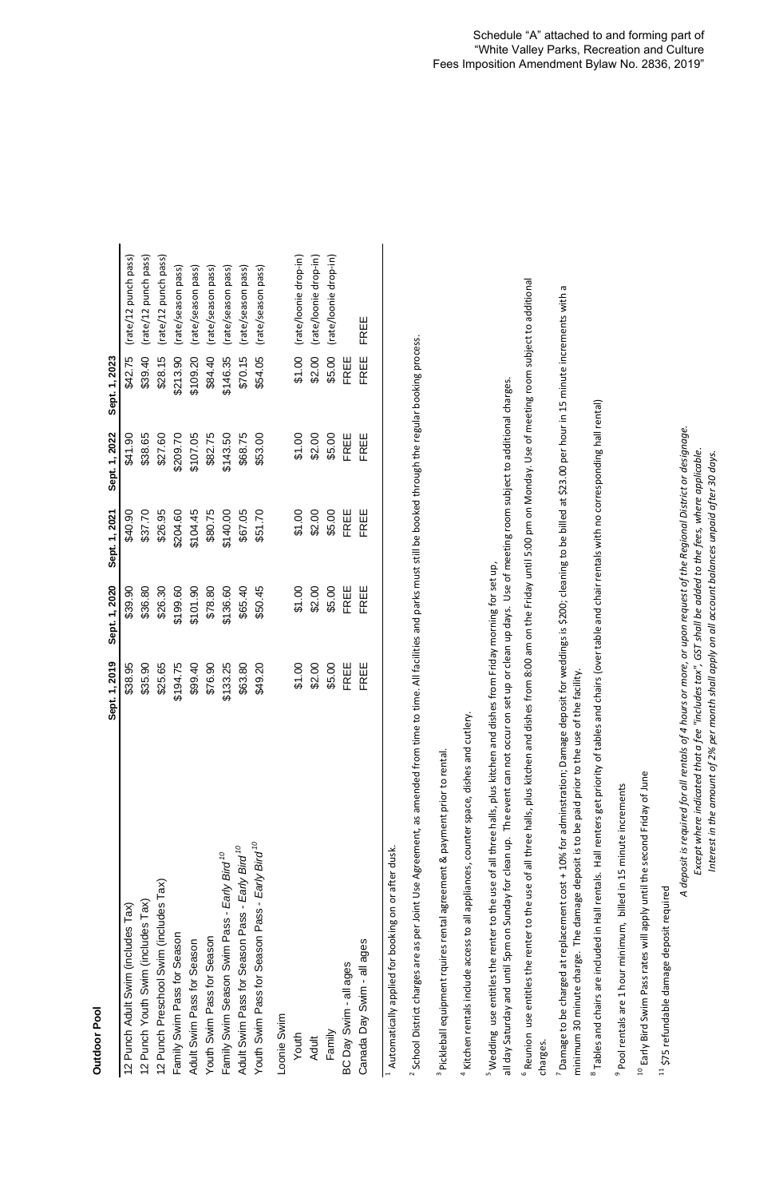Schedule "A" attached to and forming part of
"White Valley Parks, Recreation and Culture
Fees Imposition Amendment Bylaw No. 2836, 2019"

**Outdoor Pool**

| | Sept. 1, 2019 | Sept. 1, 2020 | Sept. 1, 2021 | Sept. 1, 2022 | Sept. 1, 2023 | |
|---|---|---|---|---|---|---|
| 12 Punch Adult Swim (includes Tax) | $38.95 | $39.90 | $40.90 | $41.90 | $42.75 | (rate/12 punch pass) |
| 12 Punch Youth Swim (includes Tax) | $35.90 | $36.80 | $37.70 | $38.65 | $39.40 | (rate/12 punch pass) |
| 12 Punch Preschool Swim (includes Tax) | $25.65 | $26.30 | $26.95 | $27.60 | $28.15 | (rate/12 punch pass) |
| Family Swim Pass for Season | $194.75 | $199.60 | $204.60 | $209.70 | $213.90 | (rate/season pass) |
| Adult Swim Pass for Season | $99.40 | $101.90 | $104.45 | $107.05 | $109.20 | (rate/season pass) |
| Youth Swim Pass for Season | $76.90 | $78.80 | $80.75 | $82.75 | $84.40 | (rate/season pass) |
| Family Swim Season Swim Pass - *Early Bird*[10] | $133.25 | $136.60 | $140.00 | $143.50 | $146.35 | (rate/season pass) |
| Adult Swim Pass for Season Pass - *Early Bird*[10] | $63.80 | $65.40 | $67.05 | $68.75 | $70.15 | (rate/season pass) |
| Youth Swim Pass for Season Pass - *Early Bird*[10] | $49.20 | $50.45 | $51.70 | $53.00 | $54.05 | (rate/season pass) |
| Loonie Swim | | | | | | |
| Youth | $1.00 | $1.00 | $1.00 | $1.00 | $1.00 | (rate/loonie drop-in) |
| Adult | $2.00 | $2.00 | $2.00 | $2.00 | $2.00 | (rate/loonie drop-in) |
| Family | $5.00 | $5.00 | $5.00 | $5.00 | $5.00 | (rate/loonie drop-in) |
| BC Day Swim - all ages | FREE | FREE | FREE | FREE | FREE | |
| Canada Day Swim - all ages | FREE | FREE | FREE | FREE | FREE | FREE |

[1] Automatically applied for booking on or after dusk.

[2] School District charges are as per Joint Use Agreement, as amended from time to time. All facilities and parks must still be booked through the regular booking process.

[3] Pickleball equipment rquires rental agreement & payment prior to rental.

[4] Kitchen rentals include access to all appliances, counter space, dishes and cutlery.

[5] Wedding use entitles the renter to the use of all three halls, plus kitchen and dishes from Friday morning for set up, all day Saturday and until 5pm on Sunday for clean up. The event can not occur on set up or clean up days. Use of meeting room subject to additional charges.

[6] Reunion use entitles the renter to the use of all three halls, plus kitchen and dishes from 8:00 am on the Friday until 5:00 pm on Monday. Use of meeting room subject to additional charges.

[7] Damage to be charged at replacement cost + 10% for adminstration; Damage deposit for weddings is $200; cleaning to be billed at $23.00 per hour in 15 minute increments with a minimum 30 minute charge. The damage deposit is to be paid prior to the use of the facility.

[8] Tables and chairs are included in Hall rentals. Hall renters get priority of tables and chairs (over table and chair rentals with no corresponding hall rental)

[9] Pool rentals are 1 hour minimum, billed in 15 minute increments

[10] Early Bird Swim Pass rates will apply until the second Friday of June

[11] $75 refundable damage deposit required

*A deposit is required for all rentals of 4 hours or more, or upon request of the Regional District or designate.*
*Except where indicated that a fee "includes tax", GST shall be added to the fees, where applicable.*
*Interest in the amount of 2% per month shall apply on all account balances unpaid after 30 days.*